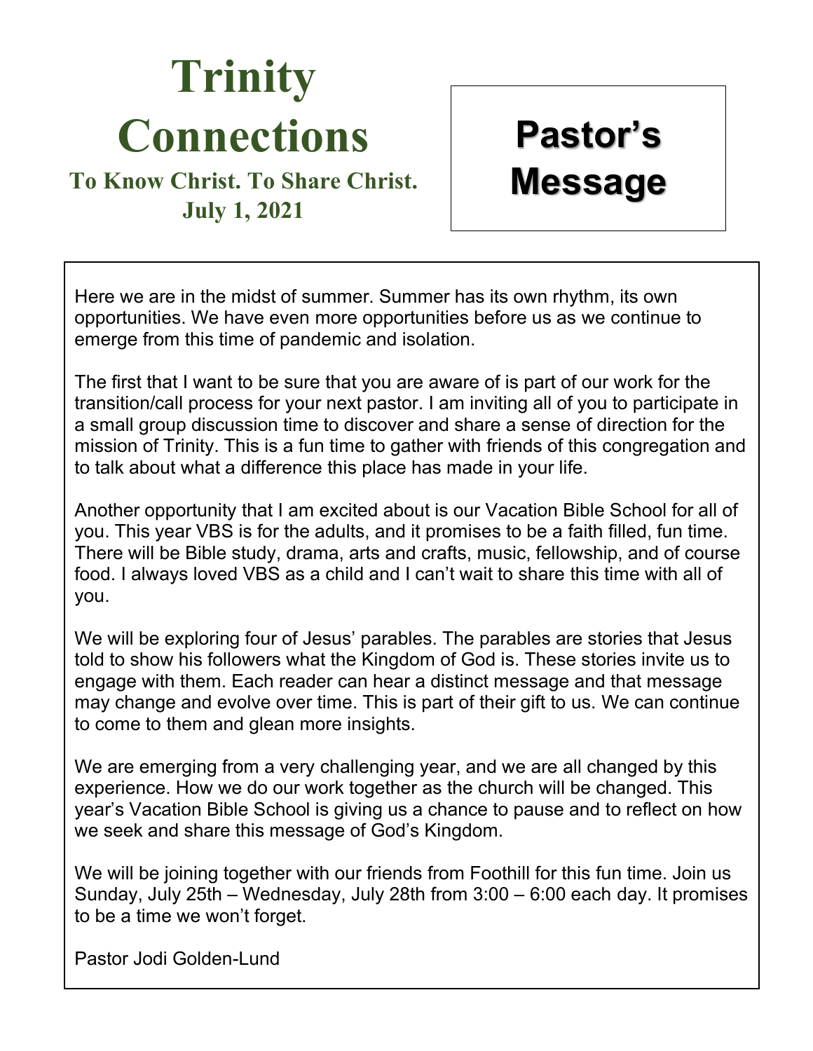# Trinity Connections

**To Know Christ. To Share Christ.**
**July 1, 2021**

## Pastor's Message

Here we are in the midst of summer. Summer has its own rhythm, its own opportunities. We have even more opportunities before us as we continue to emerge from this time of pandemic and isolation.

The first that I want to be sure that you are aware of is part of our work for the transition/call process for your next pastor. I am inviting all of you to participate in a small group discussion time to discover and share a sense of direction for the mission of Trinity. This is a fun time to gather with friends of this congregation and to talk about what a difference this place has made in your life.

Another opportunity that I am excited about is our Vacation Bible School for all of you. This year VBS is for the adults, and it promises to be a faith filled, fun time. There will be Bible study, drama, arts and crafts, music, fellowship, and of course food. I always loved VBS as a child and I can't wait to share this time with all of you.

We will be exploring four of Jesus' parables. The parables are stories that Jesus told to show his followers what the Kingdom of God is. These stories invite us to engage with them. Each reader can hear a distinct message and that message may change and evolve over time. This is part of their gift to us. We can continue to come to them and glean more insights.

We are emerging from a very challenging year, and we are all changed by this experience. How we do our work together as the church will be changed. This year's Vacation Bible School is giving us a chance to pause and to reflect on how we seek and share this message of God's Kingdom.

We will be joining together with our friends from Foothill for this fun time. Join us Sunday, July 25th – Wednesday, July 28th from 3:00 – 6:00 each day. It promises to be a time we won't forget.

Pastor Jodi Golden-Lund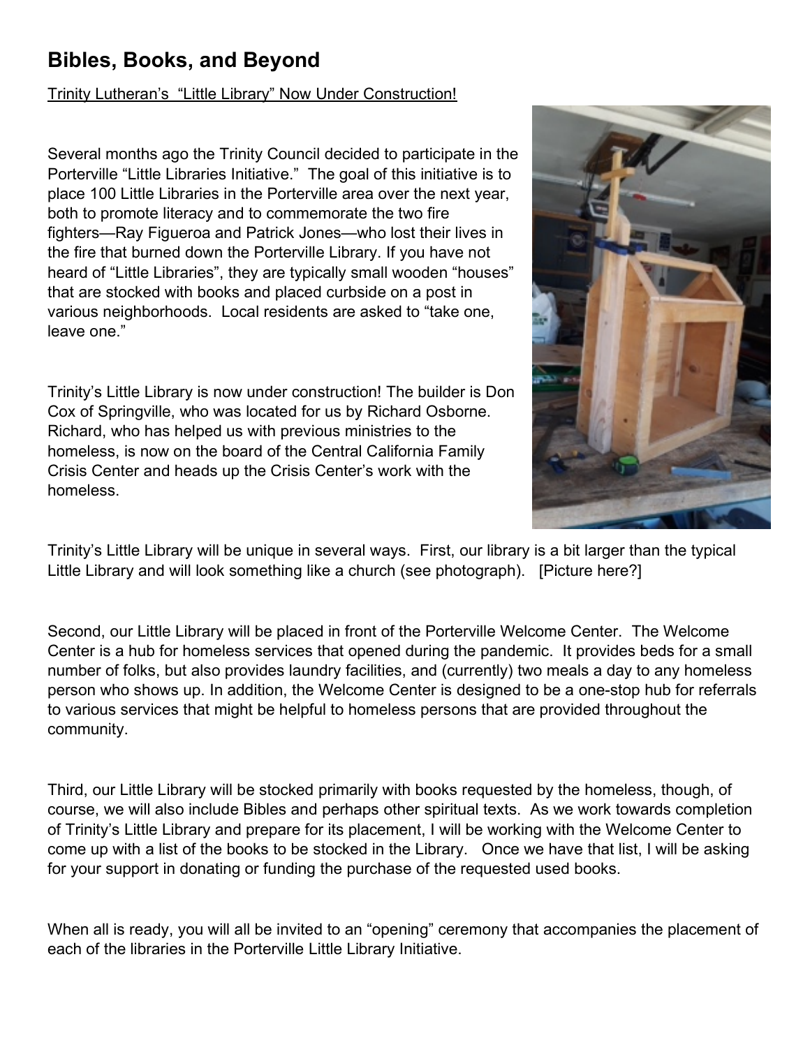## Bibles, Books, and Beyond

<u>Trinity Lutheran's "Little Library" Now Under Construction!</u>

Several months ago the Trinity Council decided to participate in the Porterville "Little Libraries Initiative." The goal of this initiative is to place 100 Little Libraries in the Porterville area over the next year, both to promote literacy and to commemorate the two fire fighters—Ray Figueroa and Patrick Jones—who lost their lives in the fire that burned down the Porterville Library. If you have not heard of "Little Libraries", they are typically small wooden "houses" that are stocked with books and placed curbside on a post in various neighborhoods. Local residents are asked to "take one, leave one."

Trinity's Little Library is now under construction! The builder is Don Cox of Springville, who was located for us by Richard Osborne. Richard, who has helped us with previous ministries to the homeless, is now on the board of the Central California Family Crisis Center and heads up the Crisis Center's work with the homeless.

Trinity's Little Library will be unique in several ways. First, our library is a bit larger than the typical Little Library and will look something like a church (see photograph). [Picture here?]

Second, our Little Library will be placed in front of the Porterville Welcome Center. The Welcome Center is a hub for homeless services that opened during the pandemic. It provides beds for a small number of folks, but also provides laundry facilities, and (currently) two meals a day to any homeless person who shows up. In addition, the Welcome Center is designed to be a one-stop hub for referrals to various services that might be helpful to homeless persons that are provided throughout the community.

Third, our Little Library will be stocked primarily with books requested by the homeless, though, of course, we will also include Bibles and perhaps other spiritual texts. As we work towards completion of Trinity's Little Library and prepare for its placement, I will be working with the Welcome Center to come up with a list of the books to be stocked in the Library. Once we have that list, I will be asking for your support in donating or funding the purchase of the requested used books.

When all is ready, you will all be invited to an "opening" ceremony that accompanies the placement of each of the libraries in the Porterville Little Library Initiative.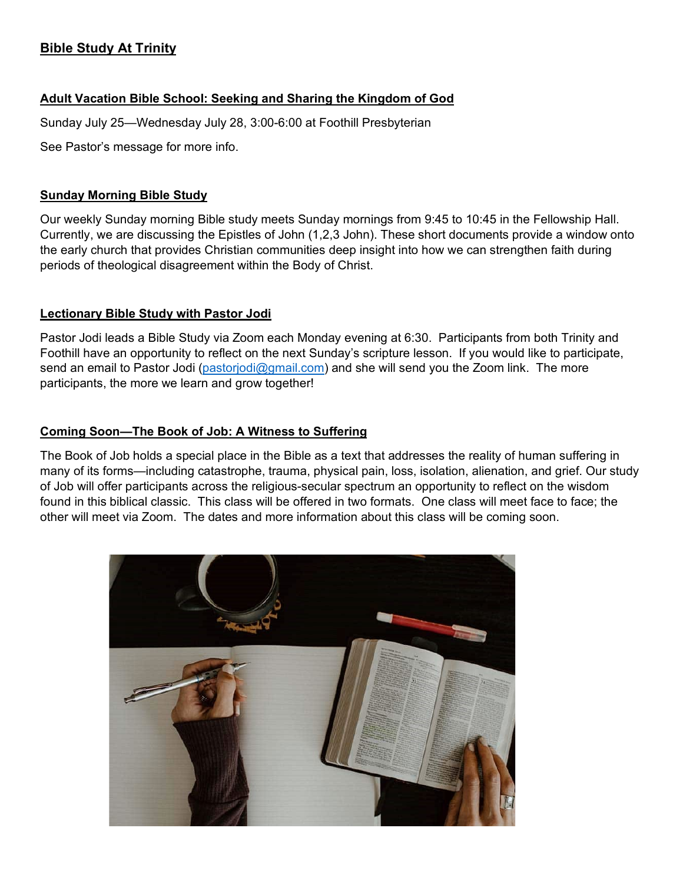## Bible Study At Trinity

### Adult Vacation Bible School: Seeking and Sharing the Kingdom of God

Sunday July 25—Wednesday July 28, 3:00-6:00 at Foothill Presbyterian

See Pastor's message for more info.

### Sunday Morning Bible Study

Our weekly Sunday morning Bible study meets Sunday mornings from 9:45 to 10:45 in the Fellowship Hall. Currently, we are discussing the Epistles of John (1,2,3 John). These short documents provide a window onto the early church that provides Christian communities deep insight into how we can strengthen faith during periods of theological disagreement within the Body of Christ.

### Lectionary Bible Study with Pastor Jodi

Pastor Jodi leads a Bible Study via Zoom each Monday evening at 6:30. Participants from both Trinity and Foothill have an opportunity to reflect on the next Sunday's scripture lesson. If you would like to participate, send an email to Pastor Jodi (pastorjodi@gmail.com) and she will send you the Zoom link. The more participants, the more we learn and grow together!

### Coming Soon—The Book of Job: A Witness to Suffering

The Book of Job holds a special place in the Bible as a text that addresses the reality of human suffering in many of its forms—including catastrophe, trauma, physical pain, loss, isolation, alienation, and grief. Our study of Job will offer participants across the religious-secular spectrum an opportunity to reflect on the wisdom found in this biblical classic. This class will be offered in two formats. One class will meet face to face; the other will meet via Zoom. The dates and more information about this class will be coming soon.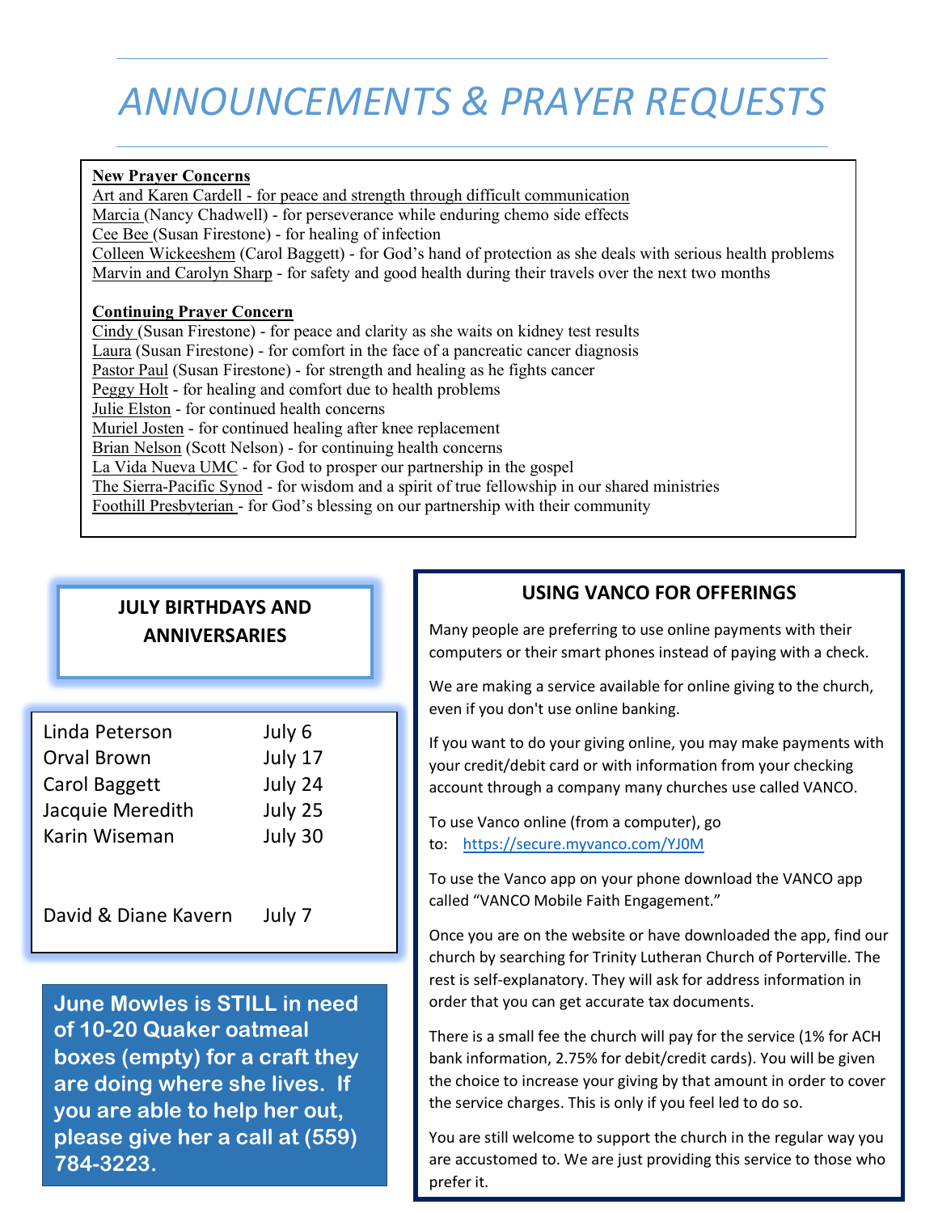# ANNOUNCEMENTS & PRAYER REQUESTS

**New Prayer Concerns**

Art and Karen Cardell - for peace and strength through difficult communication
Marcia (Nancy Chadwell) - for perseverance while enduring chemo side effects
Cee Bee (Susan Firestone) - for healing of infection
Colleen Wickeeshem (Carol Baggett) - for God's hand of protection as she deals with serious health problems
Marvin and Carolyn Sharp - for safety and good health during their travels over the next two months

**Continuing Prayer Concern**

Cindy (Susan Firestone) - for peace and clarity as she waits on kidney test results
Laura (Susan Firestone) - for comfort in the face of a pancreatic cancer diagnosis
Pastor Paul (Susan Firestone) - for strength and healing as he fights cancer
Peggy Holt - for healing and comfort due to health problems
Julie Elston - for continued health concerns
Muriel Josten - for continued healing after knee replacement
Brian Nelson (Scott Nelson) - for continuing health concerns
La Vida Nueva UMC - for God to prosper our partnership in the gospel
The Sierra-Pacific Synod - for wisdom and a spirit of true fellowship in our shared ministries
Foothill Presbyterian - for God's blessing on our partnership with their community

## JULY BIRTHDAYS AND ANNIVERSARIES

| | |
|---|---|
| Linda Peterson | July 6 |
| Orval Brown | July 17 |
| Carol Baggett | July 24 |
| Jacquie Meredith | July 25 |
| Karin Wiseman | July 30 |
| | |
| David & Diane Kavern | July 7 |

**June Mowles is STILL in need of 10-20 Quaker oatmeal boxes (empty) for a craft they are doing where she lives. If you are able to help her out, please give her a call at (559) 784-3223.**

## USING VANCO FOR OFFERINGS

Many people are preferring to use online payments with their computers or their smart phones instead of paying with a check.

We are making a service available for online giving to the church, even if you don't use online banking.

If you want to do your giving online, you may make payments with your credit/debit card or with information from your checking account through a company many churches use called VANCO.

To use Vanco online (from a computer), go to: https://secure.myvanco.com/YJ0M

To use the Vanco app on your phone download the VANCO app called "VANCO Mobile Faith Engagement."

Once you are on the website or have downloaded the app, find our church by searching for Trinity Lutheran Church of Porterville. The rest is self-explanatory. They will ask for address information in order that you can get accurate tax documents.

There is a small fee the church will pay for the service (1% for ACH bank information, 2.75% for debit/credit cards). You will be given the choice to increase your giving by that amount in order to cover the service charges. This is only if you feel led to do so.

You are still welcome to support the church in the regular way you are accustomed to. We are just providing this service to those who prefer it.